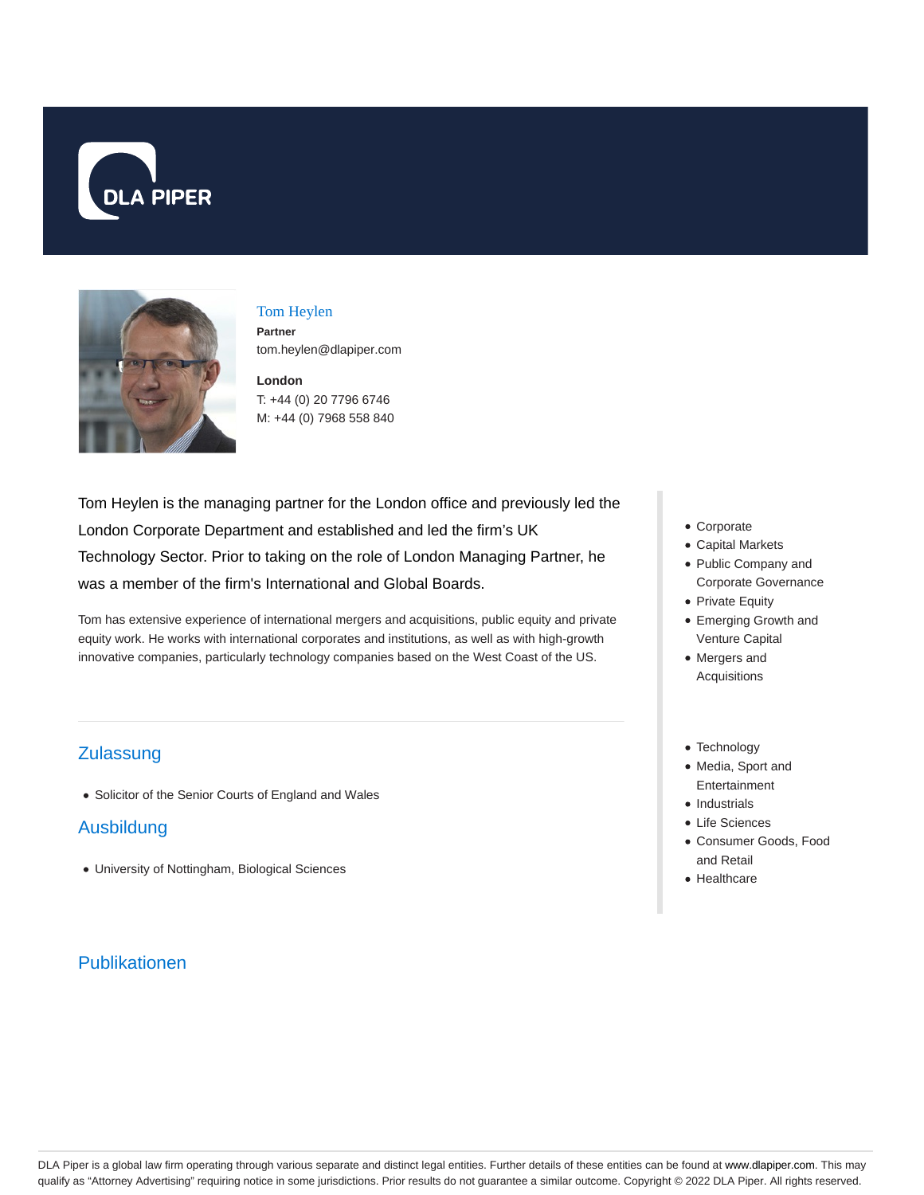DLA PIPER

# Tom Heylen

**Partner**
tom.heylen@dlapiper.com

**London**
T: +44 (0) 20 7796 6746
M: +44 (0) 7968 558 840

Tom Heylen is the managing partner for the London office and previously led the London Corporate Department and established and led the firm's UK Technology Sector. Prior to taking on the role of London Managing Partner, he was a member of the firm's International and Global Boards.

Tom has extensive experience of international mergers and acquisitions, public equity and private equity work. He works with international corporates and institutions, as well as with high-growth innovative companies, particularly technology companies based on the West Coast of the US.

- Corporate
- Capital Markets
- Public Company and Corporate Governance
- Private Equity
- Emerging Growth and Venture Capital
- Mergers and Acquisitions

- Technology
- Media, Sport and Entertainment
- Industrials
- Life Sciences
- Consumer Goods, Food and Retail
- Healthcare

## Zulassung

- Solicitor of the Senior Courts of England and Wales

## Ausbildung

- University of Nottingham, Biological Sciences

## Publikationen

DLA Piper is a global law firm operating through various separate and distinct legal entities. Further details of these entities can be found at www.dlapiper.com. This may qualify as "Attorney Advertising" requiring notice in some jurisdictions. Prior results do not guarantee a similar outcome. Copyright © 2022 DLA Piper. All rights reserved.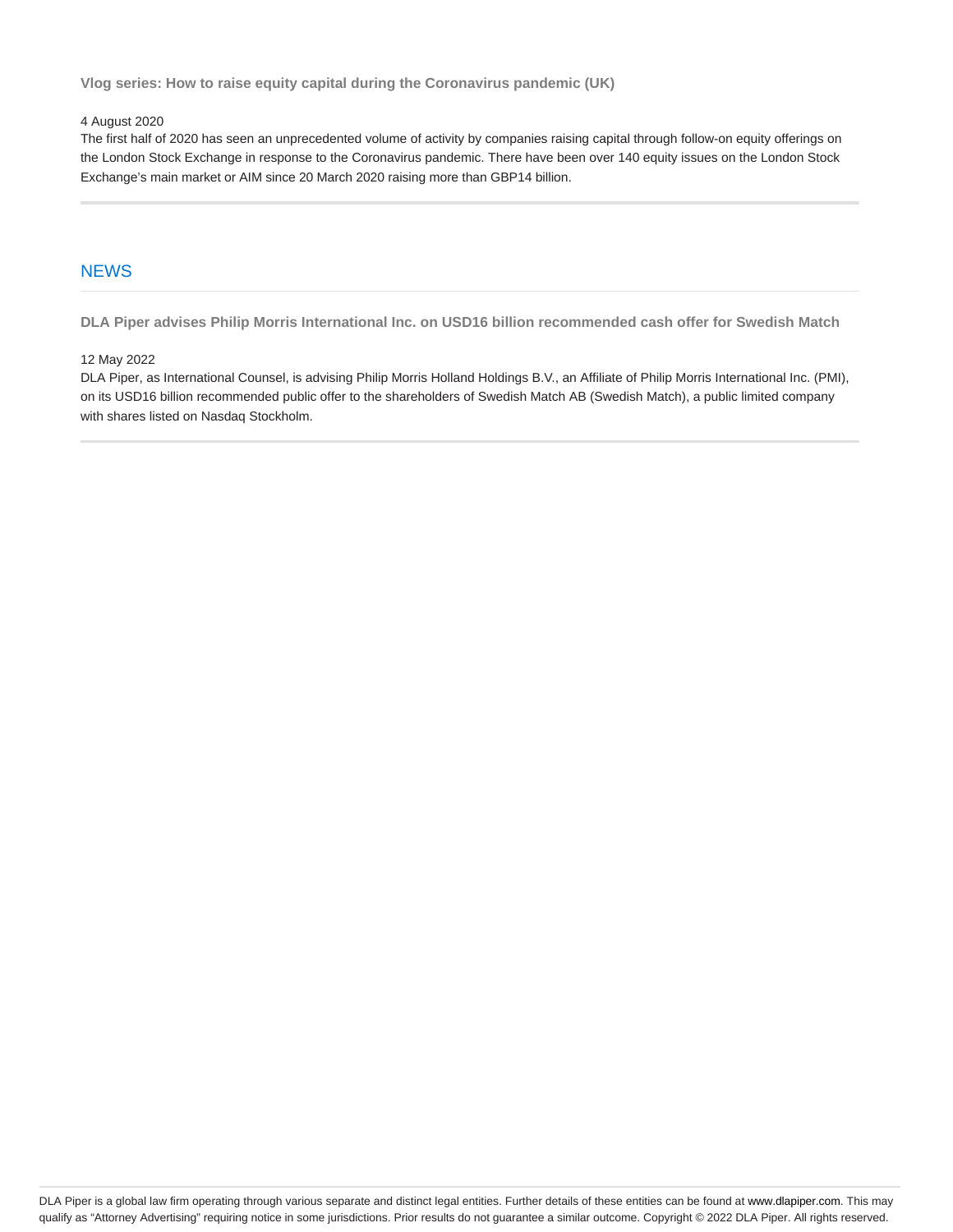**Vlog series: How to raise equity capital during the Coronavirus pandemic (UK)**

4 August 2020

The first half of 2020 has seen an unprecedented volume of activity by companies raising capital through follow-on equity offerings on the London Stock Exchange in response to the Coronavirus pandemic. There have been over 140 equity issues on the London Stock Exchange's main market or AIM since 20 March 2020 raising more than GBP14 billion.

## NEWS

**DLA Piper advises Philip Morris International Inc. on USD16 billion recommended cash offer for Swedish Match**

12 May 2022

DLA Piper, as International Counsel, is advising Philip Morris Holland Holdings B.V., an Affiliate of Philip Morris International Inc. (PMI), on its USD16 billion recommended public offer to the shareholders of Swedish Match AB (Swedish Match), a public limited company with shares listed on Nasdaq Stockholm.

DLA Piper is a global law firm operating through various separate and distinct legal entities. Further details of these entities can be found at www.dlapiper.com. This may qualify as "Attorney Advertising" requiring notice in some jurisdictions. Prior results do not guarantee a similar outcome. Copyright © 2022 DLA Piper. All rights reserved.